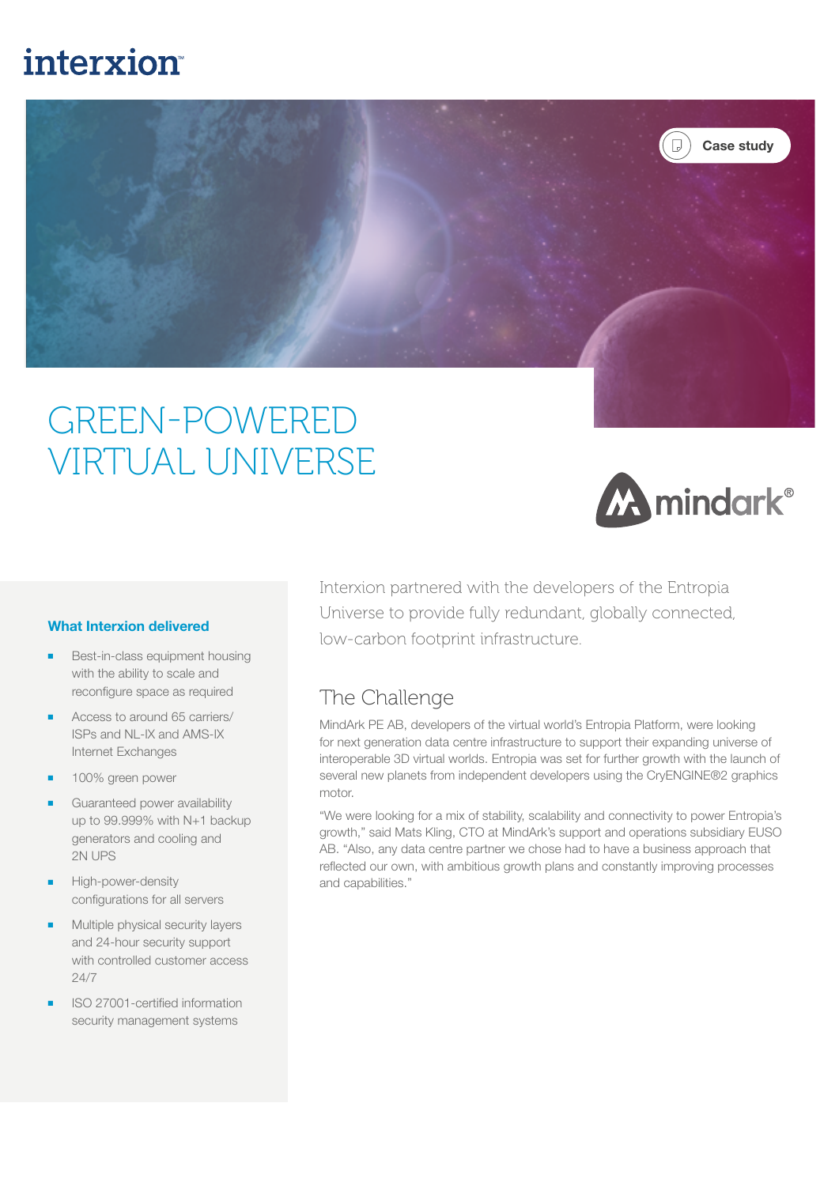interxion

Case study

# GREEN-POWERED VIRTUAL UNIVERSE

mindark®

### What Interxion delivered

- Best-in-class equipment housing with the ability to scale and reconfigure space as required
- Access to around 65 carriers/ ISPs and NL-IX and AMS-IX Internet Exchanges
- 100% green power
- Guaranteed power availability up to 99.999% with N+1 backup generators and cooling and 2N UPS
- High-power-density configurations for all servers
- Multiple physical security layers and 24-hour security support with controlled customer access 24/7
- ISO 27001-certified information security management systems

Interxion partnered with the developers of the Entropia Universe to provide fully redundant, globally connected, low-carbon footprint infrastructure.

## The Challenge

MindArk PE AB, developers of the virtual world's Entropia Platform, were looking for next generation data centre infrastructure to support their expanding universe of interoperable 3D virtual worlds. Entropia was set for further growth with the launch of several new planets from independent developers using the CryENGINE®2 graphics motor.

"We were looking for a mix of stability, scalability and connectivity to power Entropia's growth," said Mats Kling, CTO at MindArk's support and operations subsidiary EUSO AB. "Also, any data centre partner we chose had to have a business approach that reflected our own, with ambitious growth plans and constantly improving processes and capabilities."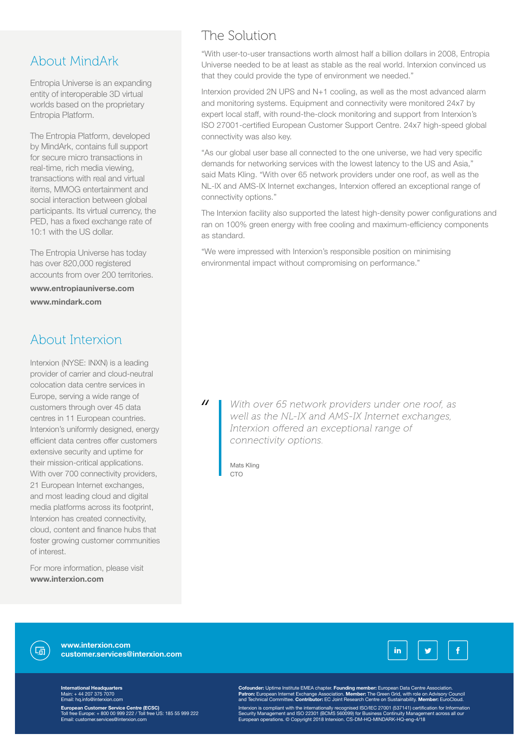## About MindArk

Entropia Universe is an expanding entity of interoperable 3D virtual worlds based on the proprietary Entropia Platform.

The Entropia Platform, developed by MindArk, contains full support for secure micro transactions in real-time, rich media viewing, transactions with real and virtual items, MMOG entertainment and social interaction between global participants. Its virtual currency, the PED, has a fixed exchange rate of 10:1 with the US dollar.

The Entropia Universe has today has over 820,000 registered accounts from over 200 territories.

**www.entropiauniverse.com**

**www.mindark.com**

## About Interxion

Interxion (NYSE: INXN) is a leading provider of carrier and cloud-neutral colocation data centre services in Europe, serving a wide range of customers through over 45 data centres in 11 European countries. Interxion's uniformly designed, energy efficient data centres offer customers extensive security and uptime for their mission-critical applications. With over 700 connectivity providers, 21 European Internet exchanges, and most leading cloud and digital media platforms across its footprint, Interxion has created connectivity, cloud, content and finance hubs that foster growing customer communities of interest.

For more information, please visit **www.interxion.com**

## The Solution

"With user-to-user transactions worth almost half a billion dollars in 2008, Entropia Universe needed to be at least as stable as the real world. Interxion convinced us that they could provide the type of environment we needed."

Interxion provided 2N UPS and N+1 cooling, as well as the most advanced alarm and monitoring systems. Equipment and connectivity were monitored 24x7 by expert local staff, with round-the-clock monitoring and support from Interxion's ISO 27001-certified European Customer Support Centre. 24x7 high-speed global connectivity was also key.

"As our global user base all connected to the one universe, we had very specific demands for networking services with the lowest latency to the US and Asia," said Mats Kling. "With over 65 network providers under one roof, as well as the NL-IX and AMS-IX Internet exchanges, Interxion offered an exceptional range of connectivity options."

The Interxion facility also supported the latest high-density power configurations and ran on 100% green energy with free cooling and maximum-efficiency components as standard.

"We were impressed with Interxion's responsible position on minimising environmental impact without compromising on performance."

> *With over 65 network providers under one roof, as well as the NL-IX and AMS-IX Internet exchanges, Interxion offered an exceptional range of connectivity options.*
>
> Mats Kling
> CTO

**www.interxion.com**
**customer.services@interxion.com**

**International Headquarters**
Main: + 44 207 375 7070
Email: hq.info@interxion.com

**European Customer Service Centre (ECSC)**
Toll free Europe: + 800 00 999 222 / Toll free US: 185 55 999 222
Email: customer.services@interxion.com

**Cofounder:** Uptime Institute EMEA chapter. **Founding member:** European Data Centre Association. **Patron:** European Internet Exchange Association. **Member:** The Green Grid, with role on Advisory Council and Technical Committee. **Contributor:** EC Joint Research Centre on Sustainability. **Member:** EuroCloud.

Interxion is compliant with the internationally recognised ISO/IEC 27001 (537141) certification for Information Security Management and ISO 22301 (BCMS 560099) for Business Continuity Management across all our European operations. © Copyright 2018 Interxion. CS-DM-HQ-MINDARK-HQ-eng-4/18